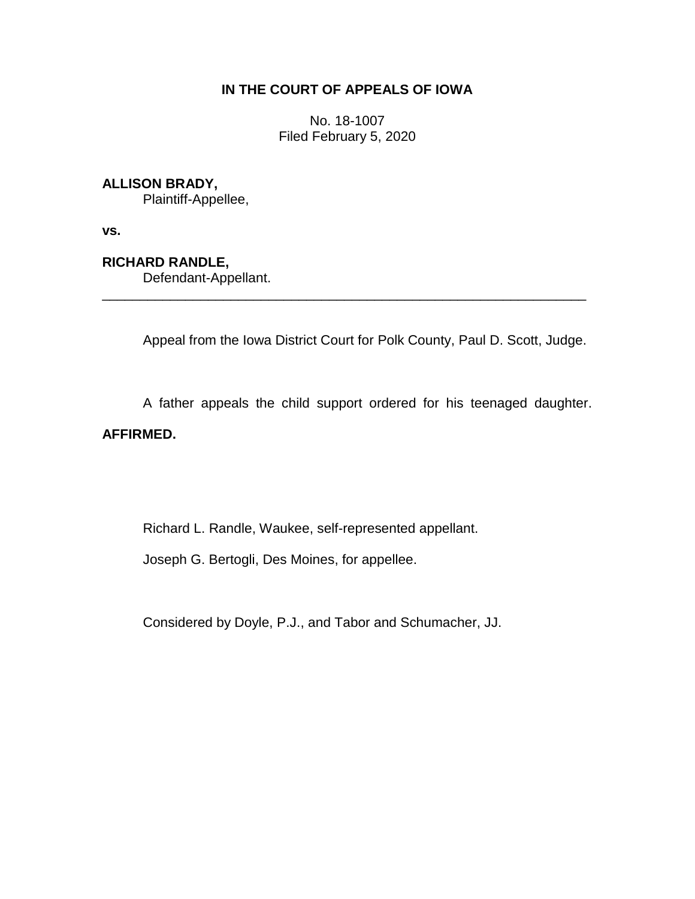**IN THE COURT OF APPEALS OF IOWA**

No. 18-1007
Filed February 5, 2020

**ALLISON BRADY,**
Plaintiff-Appellee,

**vs.**

**RICHARD RANDLE,**
Defendant-Appellant.

---

Appeal from the Iowa District Court for Polk County, Paul D. Scott, Judge.

A father appeals the child support ordered for his teenaged daughter. **AFFIRMED.**

Richard L. Randle, Waukee, self-represented appellant.

Joseph G. Bertogli, Des Moines, for appellee.

Considered by Doyle, P.J., and Tabor and Schumacher, JJ.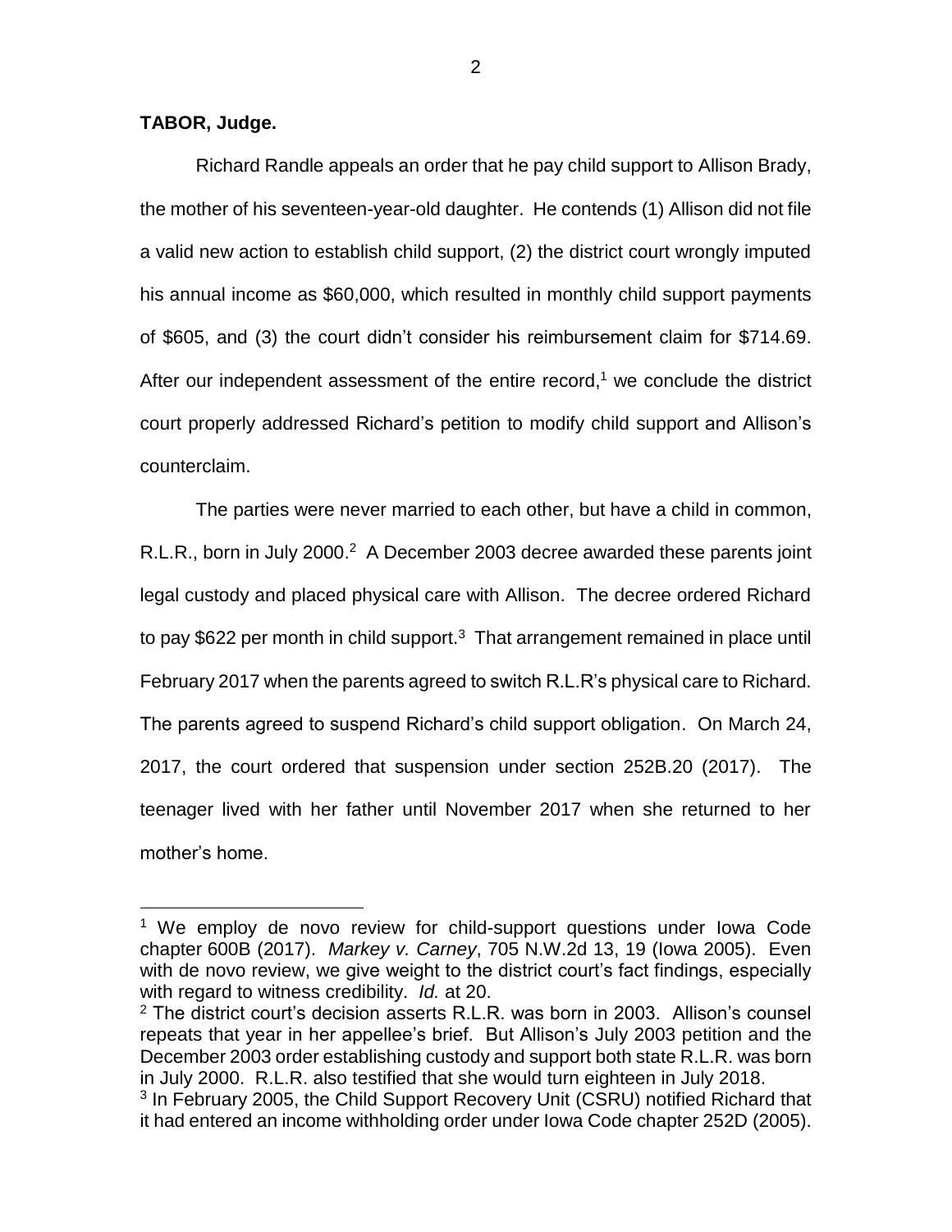**TABOR, Judge.**

Richard Randle appeals an order that he pay child support to Allison Brady, the mother of his seventeen-year-old daughter. He contends (1) Allison did not file a valid new action to establish child support, (2) the district court wrongly imputed his annual income as $60,000, which resulted in monthly child support payments of $605, and (3) the court didn't consider his reimbursement claim for $714.69. After our independent assessment of the entire record,[1] we conclude the district court properly addressed Richard's petition to modify child support and Allison's counterclaim.

The parties were never married to each other, but have a child in common, R.L.R., born in July 2000.[2] A December 2003 decree awarded these parents joint legal custody and placed physical care with Allison. The decree ordered Richard to pay $622 per month in child support.[3] That arrangement remained in place until February 2017 when the parents agreed to switch R.L.R's physical care to Richard. The parents agreed to suspend Richard's child support obligation. On March 24, 2017, the court ordered that suspension under section 252B.20 (2017). The teenager lived with her father until November 2017 when she returned to her mother's home.

---

[1] We employ de novo review for child-support questions under Iowa Code chapter 600B (2017). *Markey v. Carney*, 705 N.W.2d 13, 19 (Iowa 2005). Even with de novo review, we give weight to the district court's fact findings, especially with regard to witness credibility. *Id.* at 20.

[2] The district court's decision asserts R.L.R. was born in 2003. Allison's counsel repeats that year in her appellee's brief. But Allison's July 2003 petition and the December 2003 order establishing custody and support both state R.L.R. was born in July 2000. R.L.R. also testified that she would turn eighteen in July 2018.

[3] In February 2005, the Child Support Recovery Unit (CSRU) notified Richard that it had entered an income withholding order under Iowa Code chapter 252D (2005).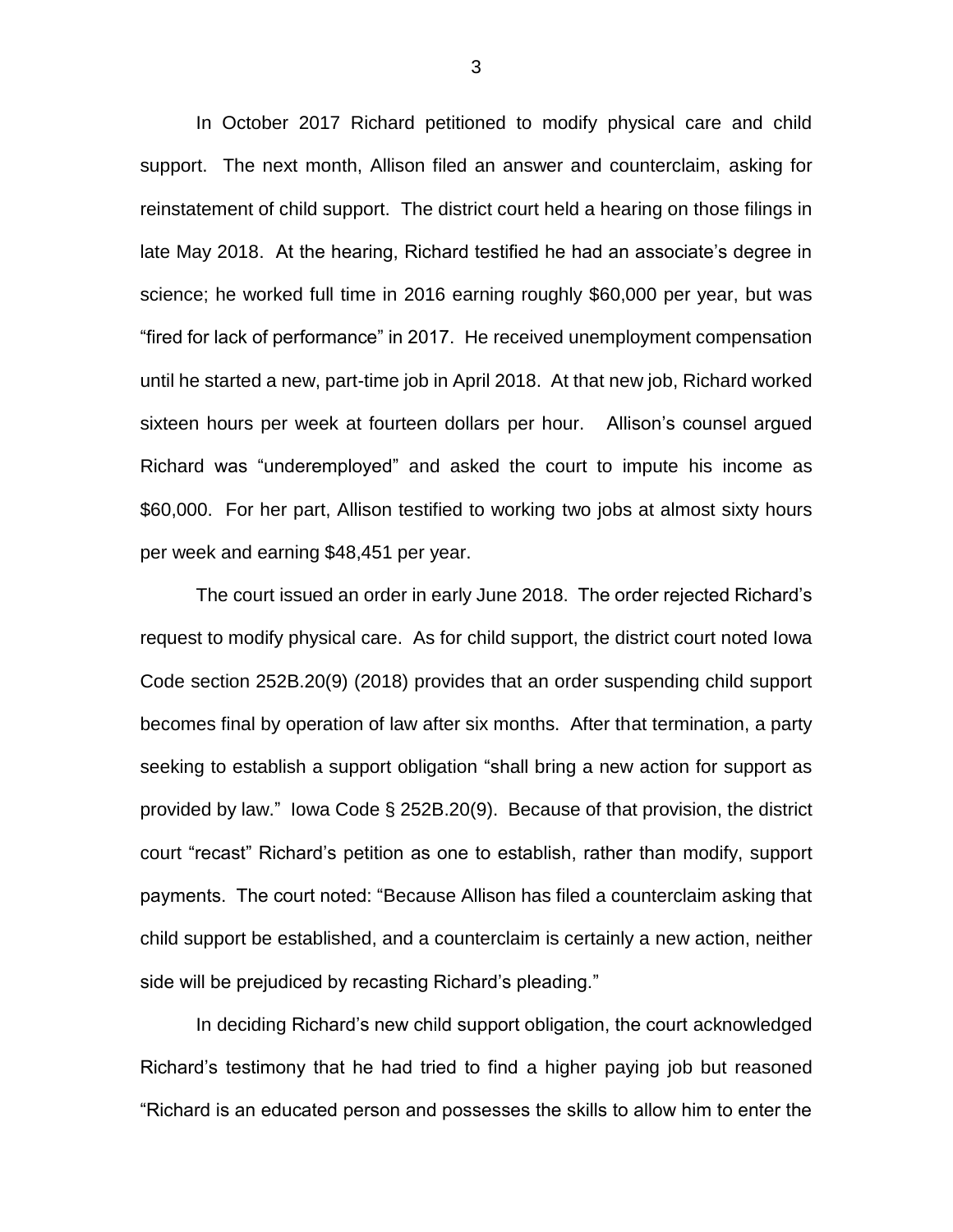In October 2017 Richard petitioned to modify physical care and child support. The next month, Allison filed an answer and counterclaim, asking for reinstatement of child support. The district court held a hearing on those filings in late May 2018. At the hearing, Richard testified he had an associate's degree in science; he worked full time in 2016 earning roughly $60,000 per year, but was "fired for lack of performance" in 2017. He received unemployment compensation until he started a new, part-time job in April 2018. At that new job, Richard worked sixteen hours per week at fourteen dollars per hour. Allison's counsel argued Richard was "underemployed" and asked the court to impute his income as $60,000. For her part, Allison testified to working two jobs at almost sixty hours per week and earning $48,451 per year.

The court issued an order in early June 2018. The order rejected Richard's request to modify physical care. As for child support, the district court noted Iowa Code section 252B.20(9) (2018) provides that an order suspending child support becomes final by operation of law after six months. After that termination, a party seeking to establish a support obligation "shall bring a new action for support as provided by law." Iowa Code § 252B.20(9). Because of that provision, the district court "recast" Richard's petition as one to establish, rather than modify, support payments. The court noted: "Because Allison has filed a counterclaim asking that child support be established, and a counterclaim is certainly a new action, neither side will be prejudiced by recasting Richard's pleading."

In deciding Richard's new child support obligation, the court acknowledged Richard's testimony that he had tried to find a higher paying job but reasoned "Richard is an educated person and possesses the skills to allow him to enter the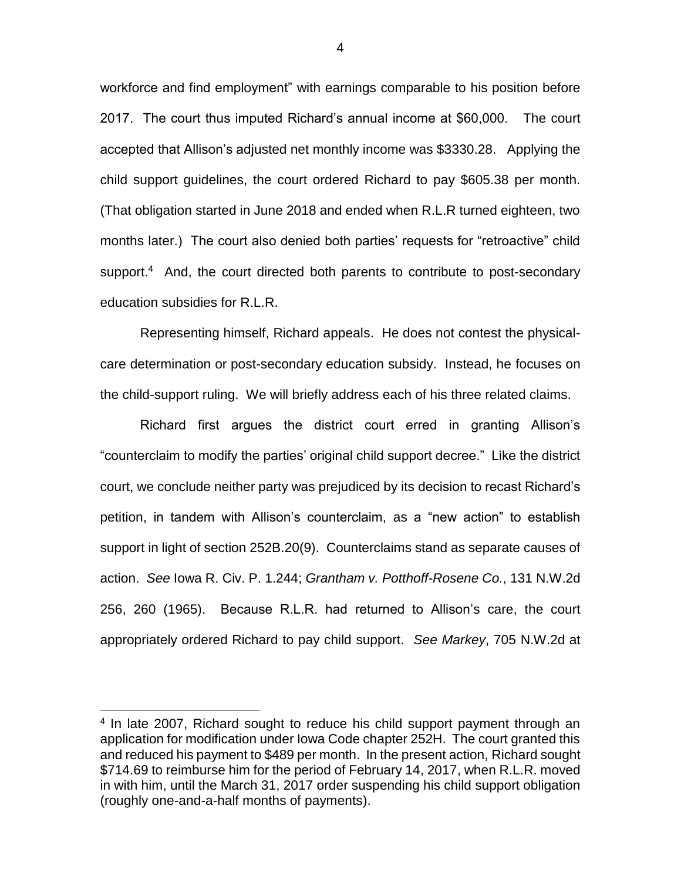workforce and find employment" with earnings comparable to his position before 2017. The court thus imputed Richard's annual income at $60,000. The court accepted that Allison's adjusted net monthly income was $3330.28. Applying the child support guidelines, the court ordered Richard to pay $605.38 per month. (That obligation started in June 2018 and ended when R.L.R turned eighteen, two months later.) The court also denied both parties' requests for "retroactive" child support.[4] And, the court directed both parents to contribute to post-secondary education subsidies for R.L.R.

Representing himself, Richard appeals. He does not contest the physical-care determination or post-secondary education subsidy. Instead, he focuses on the child-support ruling. We will briefly address each of his three related claims.

Richard first argues the district court erred in granting Allison's "counterclaim to modify the parties' original child support decree." Like the district court, we conclude neither party was prejudiced by its decision to recast Richard's petition, in tandem with Allison's counterclaim, as a "new action" to establish support in light of section 252B.20(9). Counterclaims stand as separate causes of action. *See* Iowa R. Civ. P. 1.244; *Grantham v. Potthoff-Rosene Co.*, 131 N.W.2d 256, 260 (1965). Because R.L.R. had returned to Allison's care, the court appropriately ordered Richard to pay child support. *See Markey*, 705 N.W.2d at

---

[4] In late 2007, Richard sought to reduce his child support payment through an application for modification under Iowa Code chapter 252H. The court granted this and reduced his payment to $489 per month. In the present action, Richard sought $714.69 to reimburse him for the period of February 14, 2017, when R.L.R. moved in with him, until the March 31, 2017 order suspending his child support obligation (roughly one-and-a-half months of payments).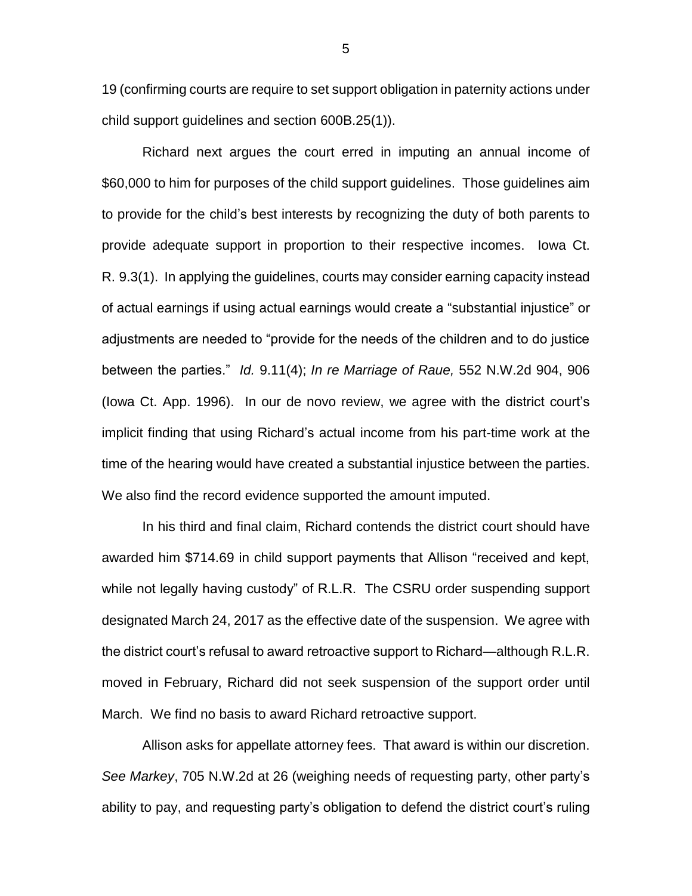19 (confirming courts are require to set support obligation in paternity actions under child support guidelines and section 600B.25(1)).

Richard next argues the court erred in imputing an annual income of $60,000 to him for purposes of the child support guidelines. Those guidelines aim to provide for the child's best interests by recognizing the duty of both parents to provide adequate support in proportion to their respective incomes. Iowa Ct. R. 9.3(1). In applying the guidelines, courts may consider earning capacity instead of actual earnings if using actual earnings would create a "substantial injustice" or adjustments are needed to "provide for the needs of the children and to do justice between the parties." *Id.* 9.11(4); *In re Marriage of Raue,* 552 N.W.2d 904, 906 (Iowa Ct. App. 1996). In our de novo review, we agree with the district court's implicit finding that using Richard's actual income from his part-time work at the time of the hearing would have created a substantial injustice between the parties. We also find the record evidence supported the amount imputed.

In his third and final claim, Richard contends the district court should have awarded him $714.69 in child support payments that Allison "received and kept, while not legally having custody" of R.L.R. The CSRU order suspending support designated March 24, 2017 as the effective date of the suspension. We agree with the district court's refusal to award retroactive support to Richard—although R.L.R. moved in February, Richard did not seek suspension of the support order until March. We find no basis to award Richard retroactive support.

Allison asks for appellate attorney fees. That award is within our discretion. *See Markey*, 705 N.W.2d at 26 (weighing needs of requesting party, other party's ability to pay, and requesting party's obligation to defend the district court's ruling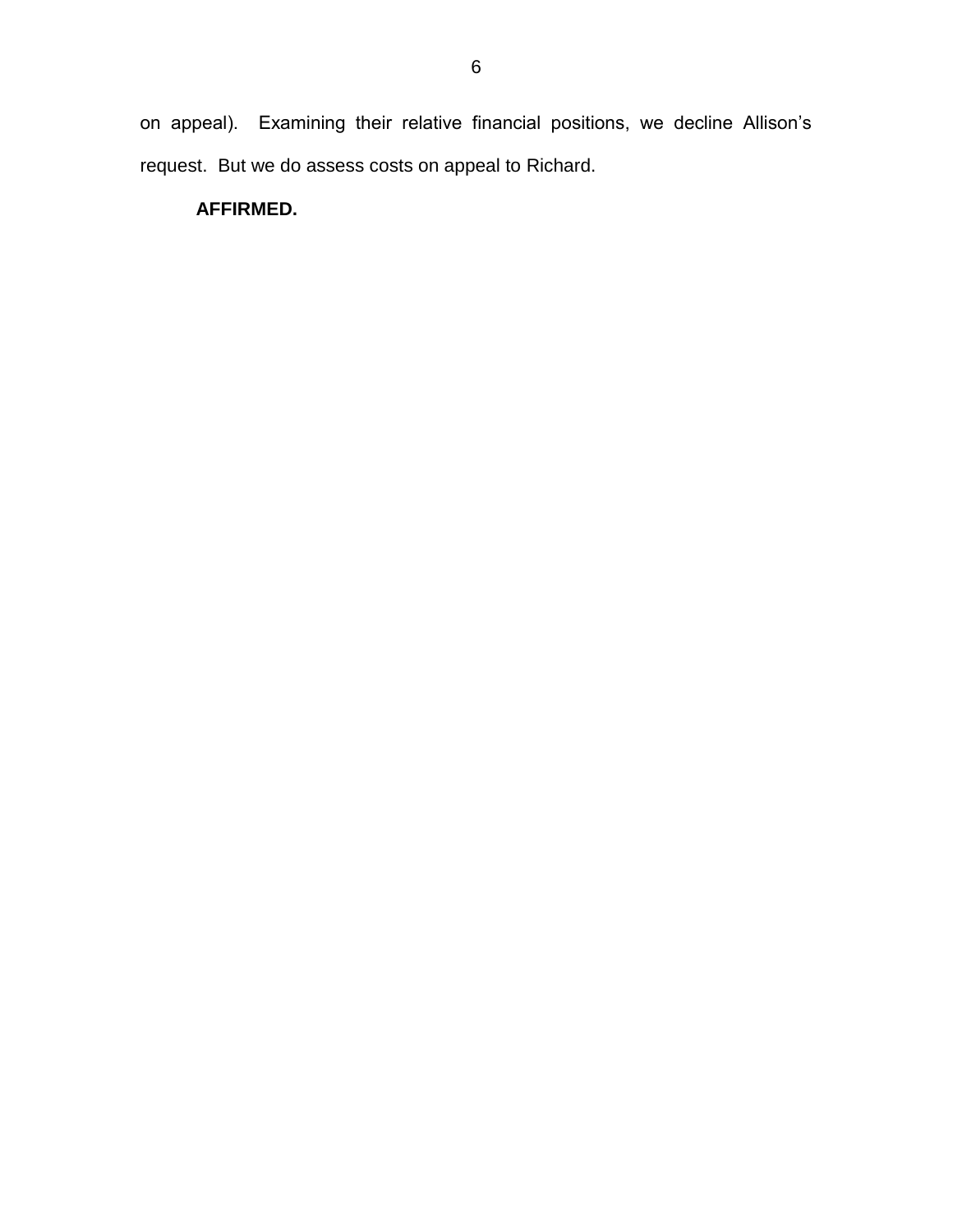on appeal). Examining their relative financial positions, we decline Allison's request. But we do assess costs on appeal to Richard.

**AFFIRMED.**